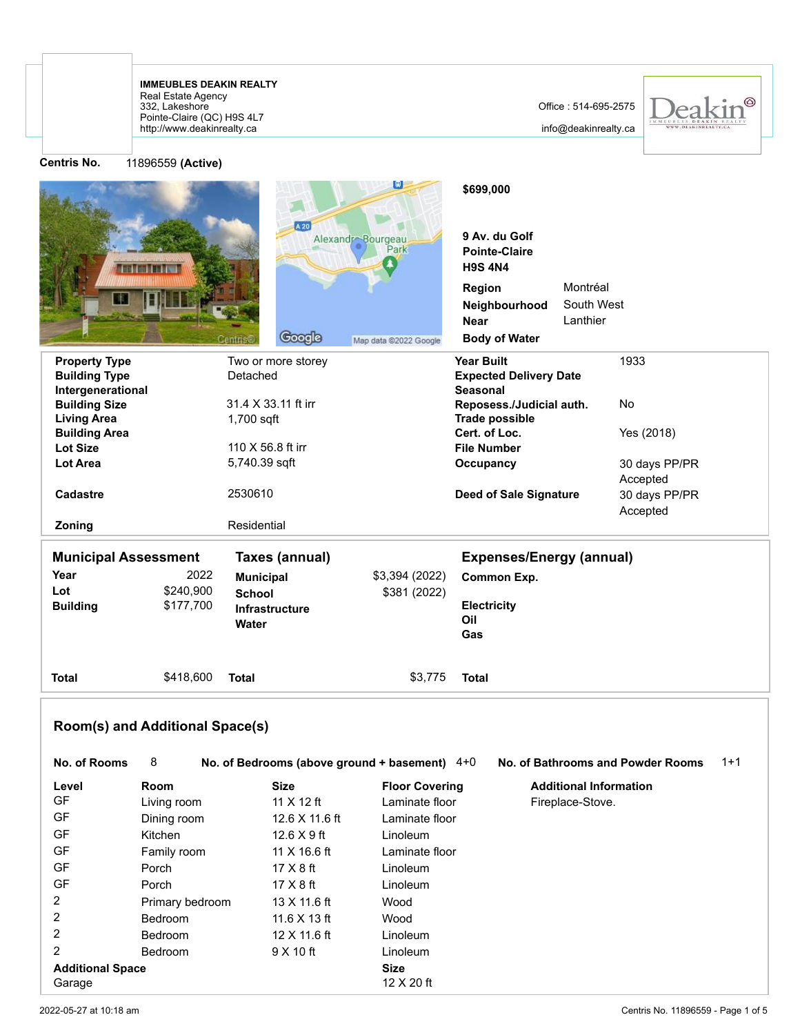**IMMEUBLES DEAKIN REALTY**
Real Estate Agency
332, Lakeshore
Pointe-Claire (QC) H9S 4L7
http://www.deakinrealty.ca

Office : 514-695-2575
info@deakinrealty.ca

**Centris No.** 11896559 **(Active)**

**$699,000**

**9 Av. du Golf**
**Pointe-Claire**
**H9S 4N4**

| | |
|---|---|
| **Region** | Montréal |
| **Neighbourhood** | South West |
| **Near** | Lanthier |
| **Body of Water** | |

| | | | |
|---|---|---|---|
| **Property Type** | Two or more storey | **Year Built** | 1933 |
| **Building Type** | Detached | **Expected Delivery Date** | |
| **Intergenerational** | | **Seasonal** | |
| **Building Size** | 31.4 X 33.11 ft irr | **Reposess./Judicial auth.** | No |
| **Living Area** | 1,700 sqft | **Trade possible** | |
| **Building Area** | | **Cert. of Loc.** | Yes (2018) |
| **Lot Size** | 110 X 56.8 ft irr | **File Number** | |
| **Lot Area** | 5,740.39 sqft | **Occupancy** | 30 days PP/PR Accepted |
| **Cadastre** | 2530610 | **Deed of Sale Signature** | 30 days PP/PR Accepted |
| **Zoning** | Residential | | |

| **Municipal Assessment** | | **Taxes (annual)** | | **Expenses/Energy (annual)** | |
|---|---|---|---|---|---|
| **Year** | 2022 | **Municipal** | $3,394 (2022) | **Common Exp.** | |
| **Lot** | $240,900 | **School** | $381 (2022) | | |
| **Building** | $177,700 | **Infrastructure** | | **Electricity** | |
| | | **Water** | | **Oil** | |
| | | | | **Gas** | |
| **Total** | $418,600 | **Total** | $3,775 | **Total** | |

## Room(s) and Additional Space(s)

**No. of Rooms** 8 **No. of Bedrooms (above ground + basement)** 4+0 **No. of Bathrooms and Powder Rooms** 1+1

| Level | Room | Size | Floor Covering | Additional Information |
|---|---|---|---|---|
| GF | Living room | 11 X 12 ft | Laminate floor | Fireplace-Stove. |
| GF | Dining room | 12.6 X 11.6 ft | Laminate floor | |
| GF | Kitchen | 12.6 X 9 ft | Linoleum | |
| GF | Family room | 11 X 16.6 ft | Laminate floor | |
| GF | Porch | 17 X 8 ft | Linoleum | |
| GF | Porch | 17 X 8 ft | Linoleum | |
| 2 | Primary bedroom | 13 X 11.6 ft | Wood | |
| 2 | Bedroom | 11.6 X 13 ft | Wood | |
| 2 | Bedroom | 12 X 11.6 ft | Linoleum | |
| 2 | Bedroom | 9 X 10 ft | Linoleum | |

| **Additional Space** | **Size** |
|---|---|
| Garage | 12 X 20 ft |

2022-05-27 at 10:18 am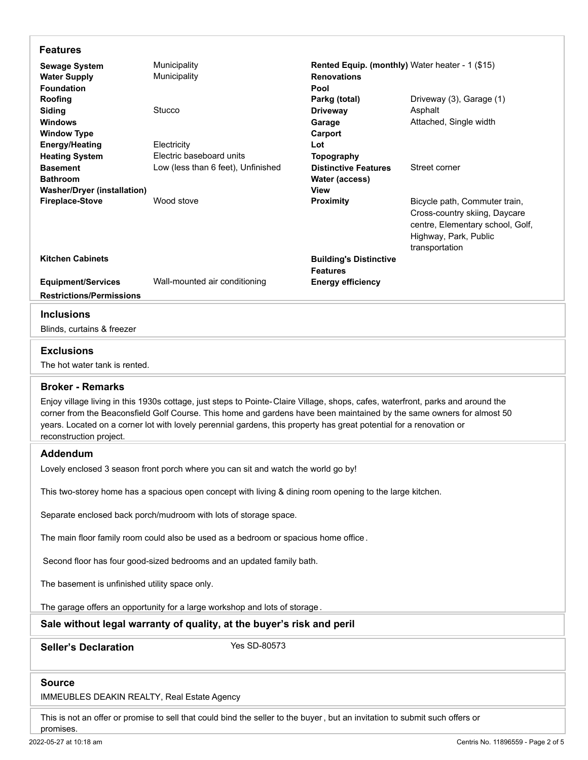## Features

| | | | |
|---|---|---|---|
| **Sewage System** | Municipality | **Rented Equip. (monthly)** | Water heater - 1 ($15) |
| **Water Supply** | Municipality | **Renovations** | |
| **Foundation** | | **Pool** | |
| **Roofing** | | **Parkg (total)** | Driveway (3), Garage (1) |
| **Siding** | Stucco | **Driveway** | Asphalt |
| **Windows** | | **Garage** | Attached, Single width |
| **Window Type** | | **Carport** | |
| **Energy/Heating** | Electricity | **Lot** | |
| **Heating System** | Electric baseboard units | **Topography** | |
| **Basement** | Low (less than 6 feet), Unfinished | **Distinctive Features** | Street corner |
| **Bathroom** | | **Water (access)** | |
| **Washer/Dryer (installation)** | | **View** | |
| **Fireplace-Stove** | Wood stove | **Proximity** | Bicycle path, Commuter train, Cross-country skiing, Daycare centre, Elementary school, Golf, Highway, Park, Public transportation |
| **Kitchen Cabinets** | | **Building's Distinctive Features** | |
| **Equipment/Services** | Wall-mounted air conditioning | **Energy efficiency** | |
| **Restrictions/Permissions** | | | |

## Inclusions

Blinds, curtains & freezer

## Exclusions

The hot water tank is rented.

## Broker - Remarks

Enjoy village living in this 1930s cottage, just steps to Pointe-Claire Village, shops, cafes, waterfront, parks and around the corner from the Beaconsfield Golf Course. This home and gardens have been maintained by the same owners for almost 50 years. Located on a corner lot with lovely perennial gardens, this property has great potential for a renovation or reconstruction project.

## Addendum

Lovely enclosed 3 season front porch where you can sit and watch the world go by!

This two-storey home has a spacious open concept with living & dining room opening to the large kitchen.

Separate enclosed back porch/mudroom with lots of storage space.

The main floor family room could also be used as a bedroom or spacious home office.

Second floor has four good-sized bedrooms and an updated family bath.

The basement is unfinished utility space only.

The garage offers an opportunity for a large workshop and lots of storage.

## Sale without legal warranty of quality, at the buyer's risk and peril

**Seller's Declaration** Yes SD-80573

## Source

IMMEUBLES DEAKIN REALTY, Real Estate Agency

This is not an offer or promise to sell that could bind the seller to the buyer, but an invitation to submit such offers or promises.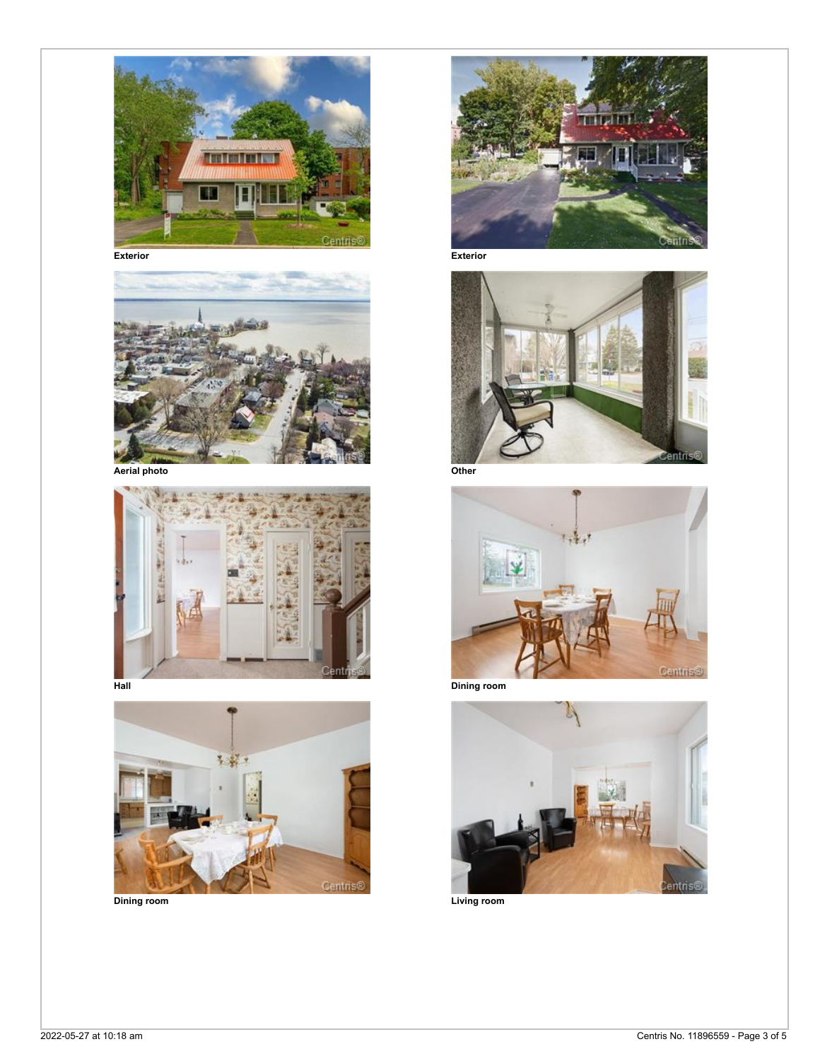Exterior

Exterior

Aerial photo

Other

Hall

Dining room

Dining room

Living room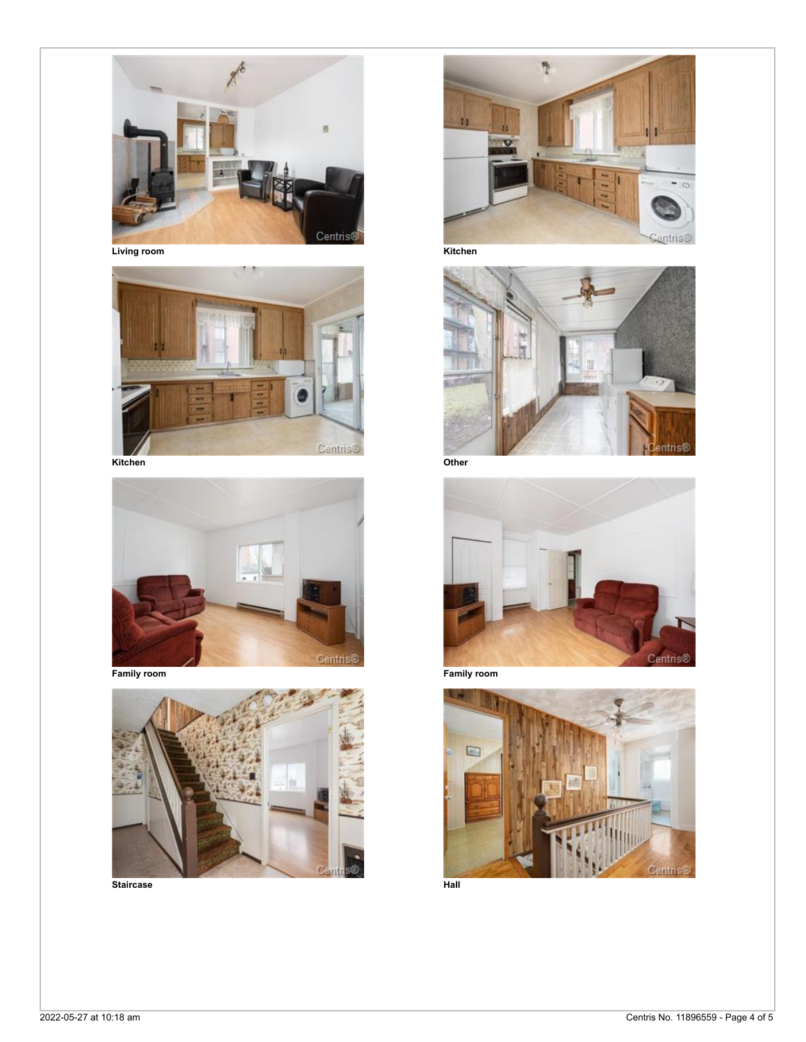Living room

Kitchen

Kitchen

Other

Family room

Family room

Staircase

Hall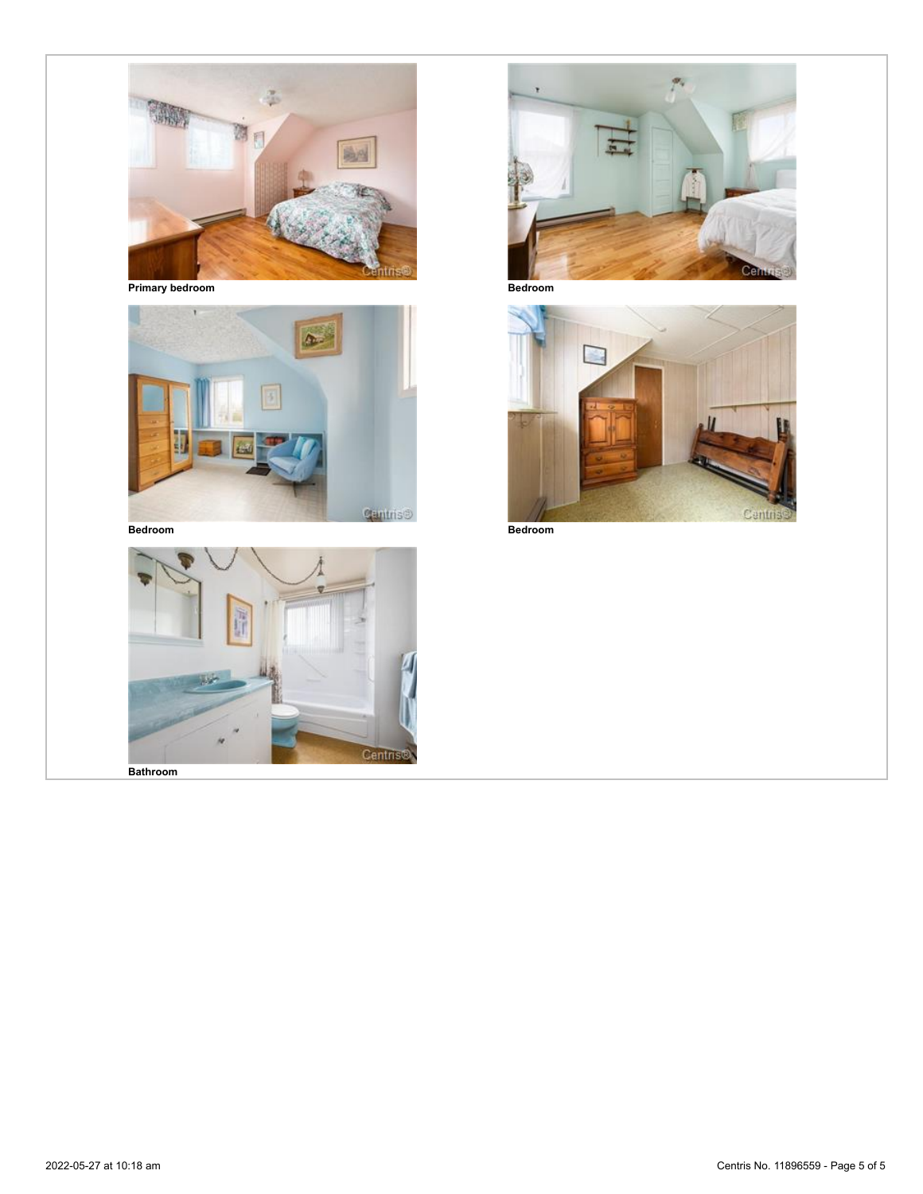Primary bedroom

Bedroom

Bedroom

Bedroom

Bathroom